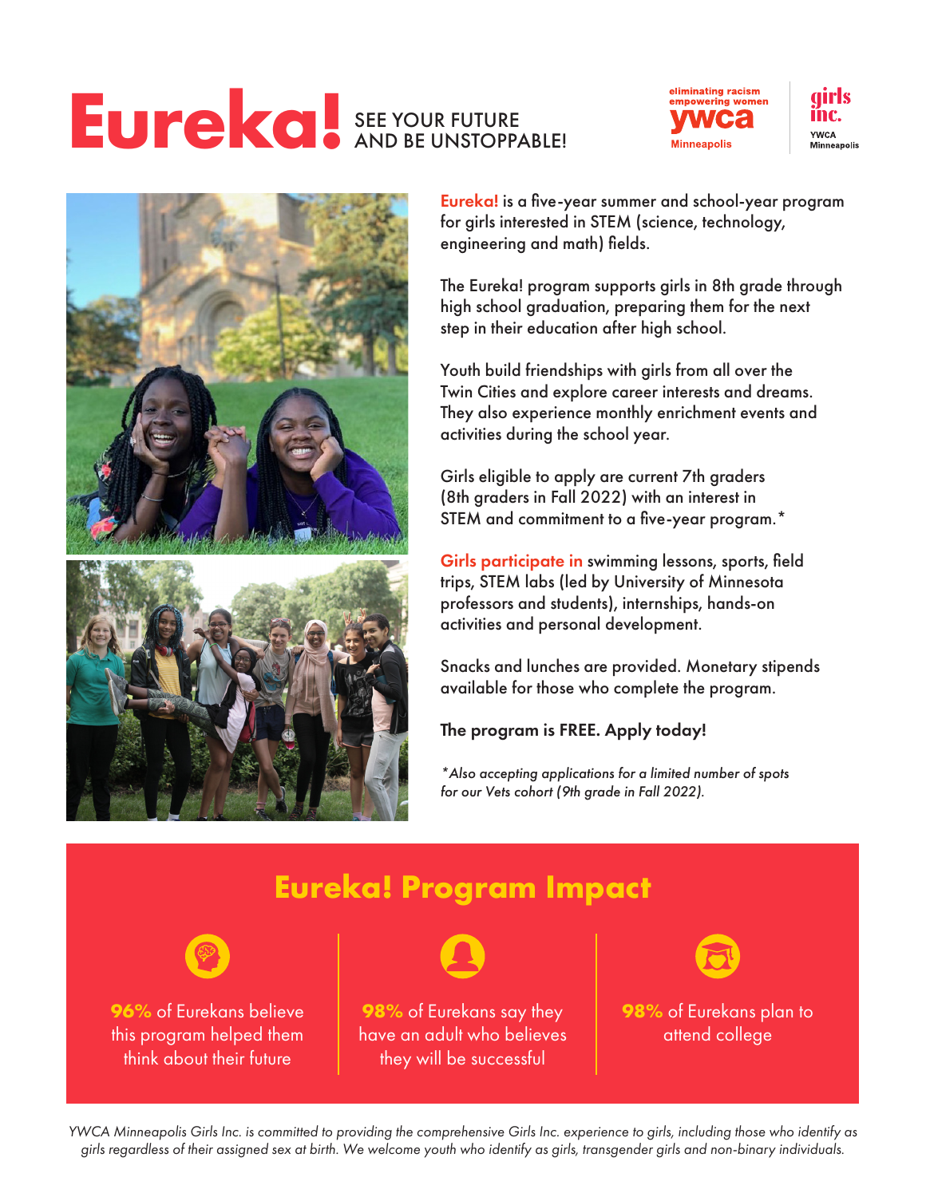# Eureka! SEE YOUR FUTURE AND BE UNSTOPPABLE!

eliminating racism empowering women ywca Minneapolis

girls inc. YWCA Minneapolis

**Eureka!** is a five-year summer and school-year program for girls interested in STEM (science, technology, engineering and math) fields.

The Eureka! program supports girls in 8th grade through high school graduation, preparing them for the next step in their education after high school.

Youth build friendships with girls from all over the Twin Cities and explore career interests and dreams. They also experience monthly enrichment events and activities during the school year.

Girls eligible to apply are current 7th graders (8th graders in Fall 2022) with an interest in STEM and commitment to a five-year program.*

**Girls participate in** swimming lessons, sports, field trips, STEM labs (led by University of Minnesota professors and students), internships, hands-on activities and personal development.

Snacks and lunches are provided. Monetary stipends available for those who complete the program.

**The program is FREE. Apply today!**

*\*Also accepting applications for a limited number of spots for our Vets cohort (9th grade in Fall 2022).*

## Eureka! Program Impact

**96%** of Eurekans believe this program helped them think about their future

**98%** of Eurekans say they have an adult who believes they will be successful

**98%** of Eurekans plan to attend college

*YWCA Minneapolis Girls Inc. is committed to providing the comprehensive Girls Inc. experience to girls, including those who identify as girls regardless of their assigned sex at birth. We welcome youth who identify as girls, transgender girls and non-binary individuals.*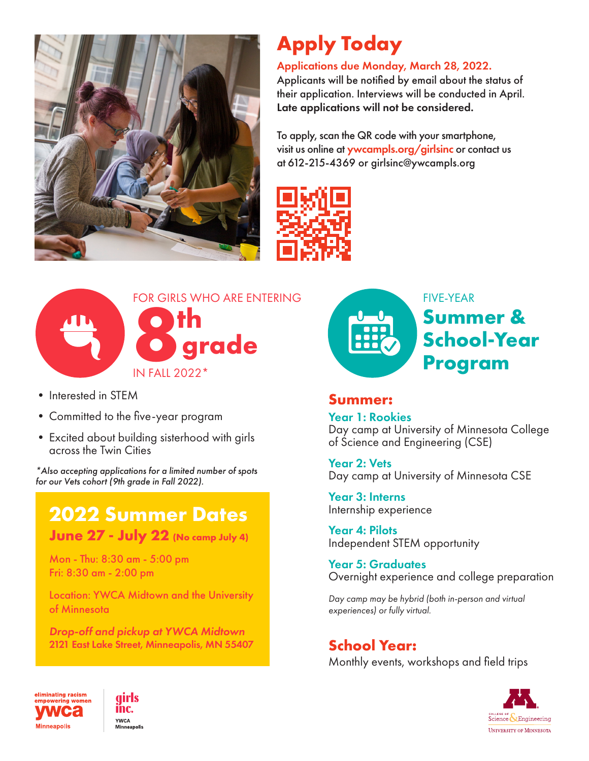# Apply Today

**Applications due Monday, March 28, 2022.**
Applicants will be notified by email about the status of their application. Interviews will be conducted in April. **Late applications will not be considered.**

To apply, scan the QR code with your smartphone, visit us online at ywcampls.org/girlsinc or contact us at 612-215-4369 or girlsinc@ywcampls.org

## FOR GIRLS WHO ARE ENTERING 8th grade IN FALL 2022*

- Interested in STEM
- Committed to the five-year program
- Excited about building sisterhood with girls across the Twin Cities

*\*Also accepting applications for a limited number of spots for our Vets cohort (9th grade in Fall 2022).*

## 2022 Summer Dates

**June 27 - July 22 (No camp July 4)**

Mon - Thu: 8:30 am - 5:00 pm
Fri: 8:30 am - 2:00 pm

Location: YWCA Midtown and the University of Minnesota

*Drop-off and pickup at YWCA Midtown*
**2121 East Lake Street, Minneapolis, MN 55407**

## FIVE-YEAR Summer & School-Year Program

### Summer:

**Year 1: Rookies**
Day camp at University of Minnesota College of Science and Engineering (CSE)

**Year 2: Vets**
Day camp at University of Minnesota CSE

**Year 3: Interns**
Internship experience

**Year 4: Pilots**
Independent STEM opportunity

**Year 5: Graduates**
Overnight experience and college preparation

*Day camp may be hybrid (both in-person and virtual experiences) or fully virtual.*

### School Year:

Monthly events, workshops and field trips

eliminating racism empowering women ywca Minneapolis

girls inc. YWCA Minneapolis

College of Science & Engineering, University of Minnesota